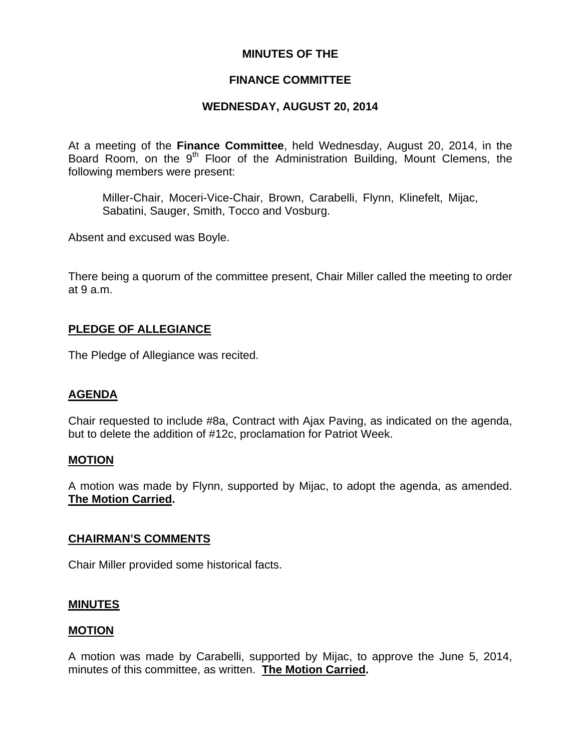# MINUTES OF THE

## FINANCE COMMITTEE

### WEDNESDAY, AUGUST 20, 2014

At a meeting of the **Finance Committee**, held Wednesday, August 20, 2014, in the Board Room, on the 9th Floor of the Administration Building, Mount Clemens, the following members were present:

> Miller-Chair, Moceri-Vice-Chair, Brown, Carabelli, Flynn, Klinefelt, Mijac, Sabatini, Sauger, Smith, Tocco and Vosburg.

Absent and excused was Boyle.

There being a quorum of the committee present, Chair Miller called the meeting to order at 9 a.m.

**PLEDGE OF ALLEGIANCE**

The Pledge of Allegiance was recited.

**AGENDA**

Chair requested to include #8a, Contract with Ajax Paving, as indicated on the agenda, but to delete the addition of #12c, proclamation for Patriot Week.

**MOTION**

A motion was made by Flynn, supported by Mijac, to adopt the agenda, as amended. **The Motion Carried.**

**CHAIRMAN'S COMMENTS**

Chair Miller provided some historical facts.

**MINUTES**

**MOTION**

A motion was made by Carabelli, supported by Mijac, to approve the June 5, 2014, minutes of this committee, as written. **The Motion Carried.**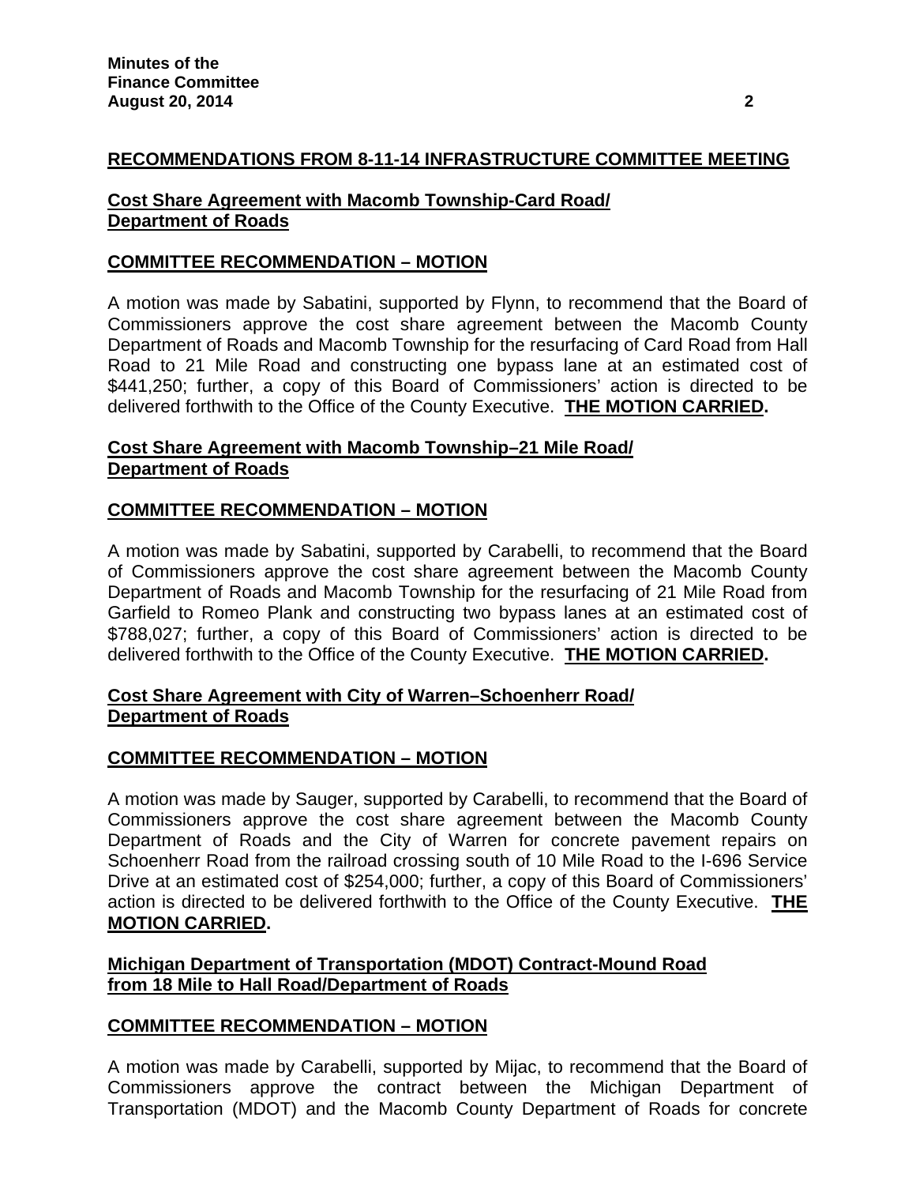**RECOMMENDATIONS FROM 8-11-14 INFRASTRUCTURE COMMITTEE MEETING**

**Cost Share Agreement with Macomb Township-Card Road/ Department of Roads**

**COMMITTEE RECOMMENDATION – MOTION**

A motion was made by Sabatini, supported by Flynn, to recommend that the Board of Commissioners approve the cost share agreement between the Macomb County Department of Roads and Macomb Township for the resurfacing of Card Road from Hall Road to 21 Mile Road and constructing one bypass lane at an estimated cost of $441,250; further, a copy of this Board of Commissioners' action is directed to be delivered forthwith to the Office of the County Executive. **THE MOTION CARRIED.**

**Cost Share Agreement with Macomb Township–21 Mile Road/ Department of Roads**

**COMMITTEE RECOMMENDATION – MOTION**

A motion was made by Sabatini, supported by Carabelli, to recommend that the Board of Commissioners approve the cost share agreement between the Macomb County Department of Roads and Macomb Township for the resurfacing of 21 Mile Road from Garfield to Romeo Plank and constructing two bypass lanes at an estimated cost of $788,027; further, a copy of this Board of Commissioners' action is directed to be delivered forthwith to the Office of the County Executive. **THE MOTION CARRIED.**

**Cost Share Agreement with City of Warren–Schoenherr Road/ Department of Roads**

**COMMITTEE RECOMMENDATION – MOTION**

A motion was made by Sauger, supported by Carabelli, to recommend that the Board of Commissioners approve the cost share agreement between the Macomb County Department of Roads and the City of Warren for concrete pavement repairs on Schoenherr Road from the railroad crossing south of 10 Mile Road to the I-696 Service Drive at an estimated cost of $254,000; further, a copy of this Board of Commissioners' action is directed to be delivered forthwith to the Office of the County Executive. **THE MOTION CARRIED.**

**Michigan Department of Transportation (MDOT) Contract-Mound Road from 18 Mile to Hall Road/Department of Roads**

**COMMITTEE RECOMMENDATION – MOTION**

A motion was made by Carabelli, supported by Mijac, to recommend that the Board of Commissioners approve the contract between the Michigan Department of Transportation (MDOT) and the Macomb County Department of Roads for concrete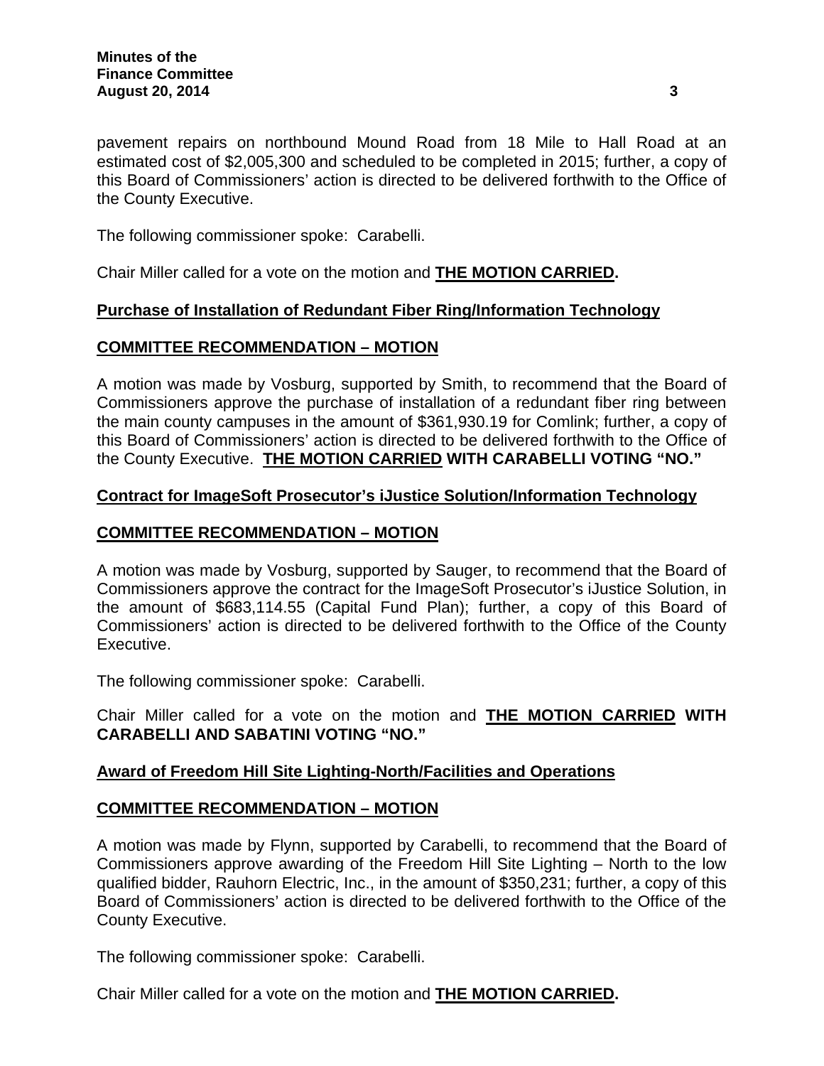pavement repairs on northbound Mound Road from 18 Mile to Hall Road at an estimated cost of $2,005,300 and scheduled to be completed in 2015; further, a copy of this Board of Commissioners' action is directed to be delivered forthwith to the Office of the County Executive.

The following commissioner spoke: Carabelli.

Chair Miller called for a vote on the motion and **THE MOTION CARRIED.**

**Purchase of Installation of Redundant Fiber Ring/Information Technology**

**COMMITTEE RECOMMENDATION – MOTION**

A motion was made by Vosburg, supported by Smith, to recommend that the Board of Commissioners approve the purchase of installation of a redundant fiber ring between the main county campuses in the amount of $361,930.19 for Comlink; further, a copy of this Board of Commissioners' action is directed to be delivered forthwith to the Office of the County Executive. **THE MOTION CARRIED WITH CARABELLI VOTING "NO."**

**Contract for ImageSoft Prosecutor's iJustice Solution/Information Technology**

**COMMITTEE RECOMMENDATION – MOTION**

A motion was made by Vosburg, supported by Sauger, to recommend that the Board of Commissioners approve the contract for the ImageSoft Prosecutor's iJustice Solution, in the amount of $683,114.55 (Capital Fund Plan); further, a copy of this Board of Commissioners' action is directed to be delivered forthwith to the Office of the County Executive.

The following commissioner spoke: Carabelli.

Chair Miller called for a vote on the motion and **THE MOTION CARRIED WITH CARABELLI AND SABATINI VOTING "NO."**

**Award of Freedom Hill Site Lighting-North/Facilities and Operations**

**COMMITTEE RECOMMENDATION – MOTION**

A motion was made by Flynn, supported by Carabelli, to recommend that the Board of Commissioners approve awarding of the Freedom Hill Site Lighting – North to the low qualified bidder, Rauhorn Electric, Inc., in the amount of $350,231; further, a copy of this Board of Commissioners' action is directed to be delivered forthwith to the Office of the County Executive.

The following commissioner spoke: Carabelli.

Chair Miller called for a vote on the motion and **THE MOTION CARRIED.**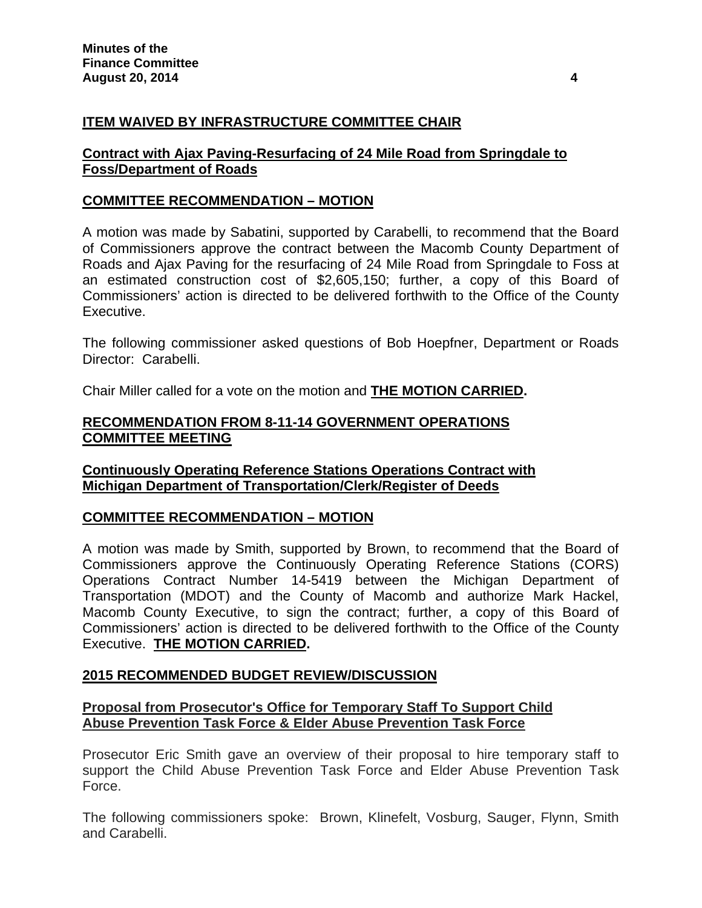**ITEM WAIVED BY INFRASTRUCTURE COMMITTEE CHAIR**

**Contract with Ajax Paving-Resurfacing of 24 Mile Road from Springdale to Foss/Department of Roads**

**COMMITTEE RECOMMENDATION – MOTION**

A motion was made by Sabatini, supported by Carabelli, to recommend that the Board of Commissioners approve the contract between the Macomb County Department of Roads and Ajax Paving for the resurfacing of 24 Mile Road from Springdale to Foss at an estimated construction cost of $2,605,150; further, a copy of this Board of Commissioners' action is directed to be delivered forthwith to the Office of the County Executive.

The following commissioner asked questions of Bob Hoepfner, Department or Roads Director: Carabelli.

Chair Miller called for a vote on the motion and **THE MOTION CARRIED.**

**RECOMMENDATION FROM 8-11-14 GOVERNMENT OPERATIONS COMMITTEE MEETING**

**Continuously Operating Reference Stations Operations Contract with Michigan Department of Transportation/Clerk/Register of Deeds**

**COMMITTEE RECOMMENDATION – MOTION**

A motion was made by Smith, supported by Brown, to recommend that the Board of Commissioners approve the Continuously Operating Reference Stations (CORS) Operations Contract Number 14-5419 between the Michigan Department of Transportation (MDOT) and the County of Macomb and authorize Mark Hackel, Macomb County Executive, to sign the contract; further, a copy of this Board of Commissioners' action is directed to be delivered forthwith to the Office of the County Executive. **THE MOTION CARRIED.**

**2015 RECOMMENDED BUDGET REVIEW/DISCUSSION**

**Proposal from Prosecutor's Office for Temporary Staff To Support Child Abuse Prevention Task Force & Elder Abuse Prevention Task Force**

Prosecutor Eric Smith gave an overview of their proposal to hire temporary staff to support the Child Abuse Prevention Task Force and Elder Abuse Prevention Task Force.

The following commissioners spoke: Brown, Klinefelt, Vosburg, Sauger, Flynn, Smith and Carabelli.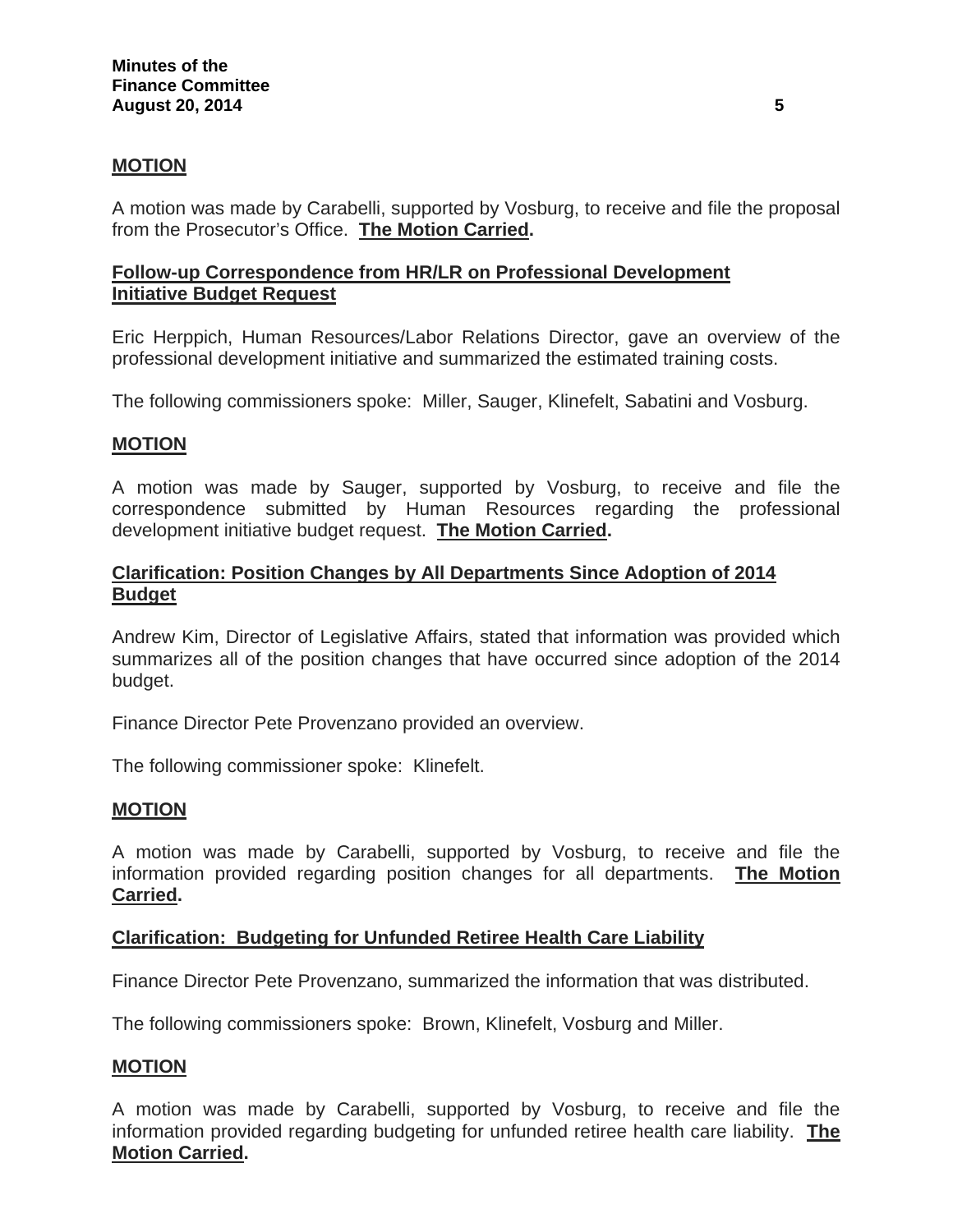**MOTION**

A motion was made by Carabelli, supported by Vosburg, to receive and file the proposal from the Prosecutor's Office. **The Motion Carried.**

**Follow-up Correspondence from HR/LR on Professional Development Initiative Budget Request**

Eric Herppich, Human Resources/Labor Relations Director, gave an overview of the professional development initiative and summarized the estimated training costs.

The following commissioners spoke: Miller, Sauger, Klinefelt, Sabatini and Vosburg.

**MOTION**

A motion was made by Sauger, supported by Vosburg, to receive and file the correspondence submitted by Human Resources regarding the professional development initiative budget request. **The Motion Carried.**

**Clarification: Position Changes by All Departments Since Adoption of 2014 Budget**

Andrew Kim, Director of Legislative Affairs, stated that information was provided which summarizes all of the position changes that have occurred since adoption of the 2014 budget.

Finance Director Pete Provenzano provided an overview.

The following commissioner spoke: Klinefelt.

**MOTION**

A motion was made by Carabelli, supported by Vosburg, to receive and file the information provided regarding position changes for all departments. **The Motion Carried.**

**Clarification: Budgeting for Unfunded Retiree Health Care Liability**

Finance Director Pete Provenzano, summarized the information that was distributed.

The following commissioners spoke: Brown, Klinefelt, Vosburg and Miller.

**MOTION**

A motion was made by Carabelli, supported by Vosburg, to receive and file the information provided regarding budgeting for unfunded retiree health care liability. **The Motion Carried.**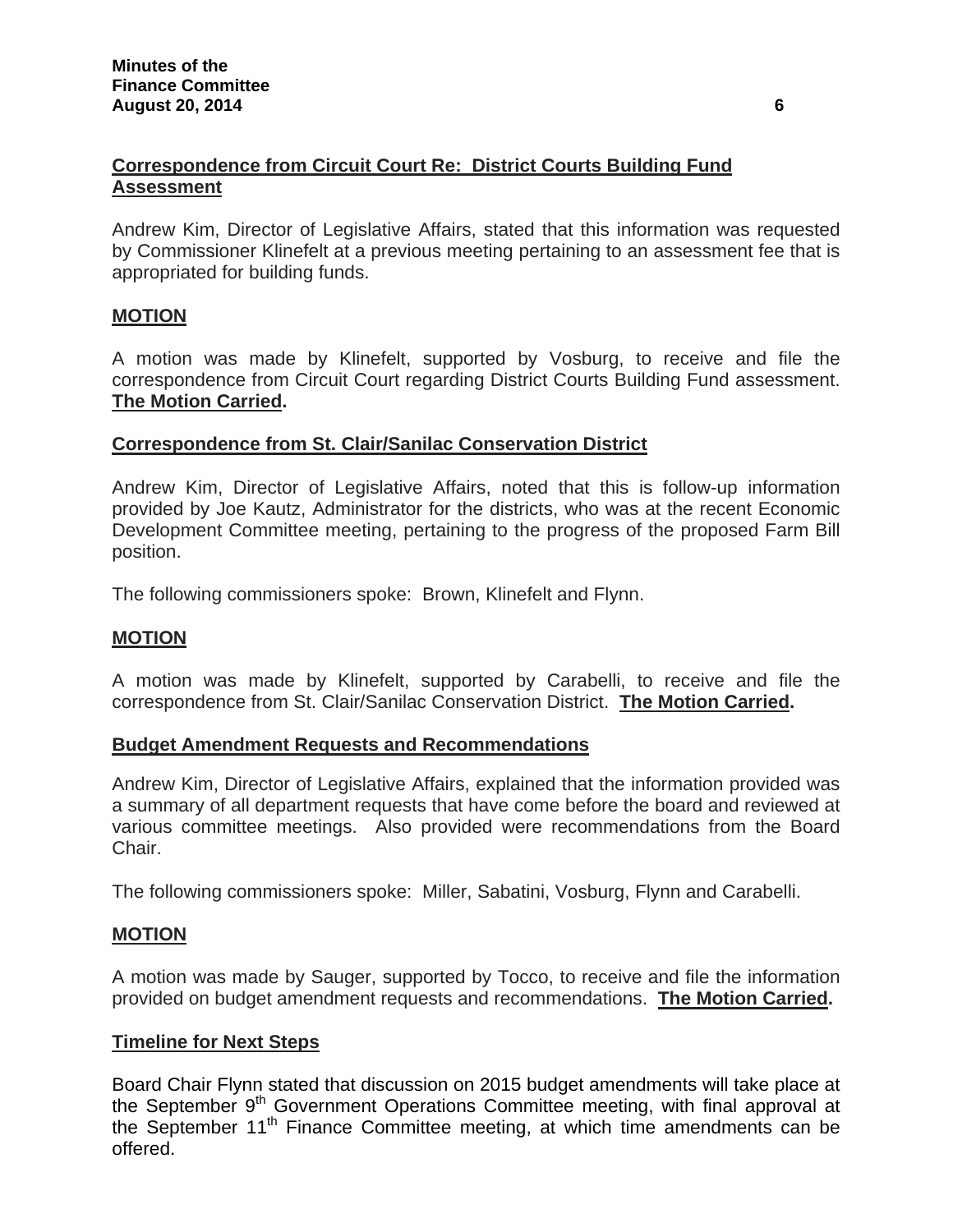**Correspondence from Circuit Court Re: District Courts Building Fund Assessment**

Andrew Kim, Director of Legislative Affairs, stated that this information was requested by Commissioner Klinefelt at a previous meeting pertaining to an assessment fee that is appropriated for building funds.

**MOTION**

A motion was made by Klinefelt, supported by Vosburg, to receive and file the correspondence from Circuit Court regarding District Courts Building Fund assessment. **The Motion Carried.**

**Correspondence from St. Clair/Sanilac Conservation District**

Andrew Kim, Director of Legislative Affairs, noted that this is follow-up information provided by Joe Kautz, Administrator for the districts, who was at the recent Economic Development Committee meeting, pertaining to the progress of the proposed Farm Bill position.

The following commissioners spoke: Brown, Klinefelt and Flynn.

**MOTION**

A motion was made by Klinefelt, supported by Carabelli, to receive and file the correspondence from St. Clair/Sanilac Conservation District. **The Motion Carried.**

**Budget Amendment Requests and Recommendations**

Andrew Kim, Director of Legislative Affairs, explained that the information provided was a summary of all department requests that have come before the board and reviewed at various committee meetings. Also provided were recommendations from the Board Chair.

The following commissioners spoke: Miller, Sabatini, Vosburg, Flynn and Carabelli.

**MOTION**

A motion was made by Sauger, supported by Tocco, to receive and file the information provided on budget amendment requests and recommendations. **The Motion Carried.**

**Timeline for Next Steps**

Board Chair Flynn stated that discussion on 2015 budget amendments will take place at the September 9th Government Operations Committee meeting, with final approval at the September 11th Finance Committee meeting, at which time amendments can be offered.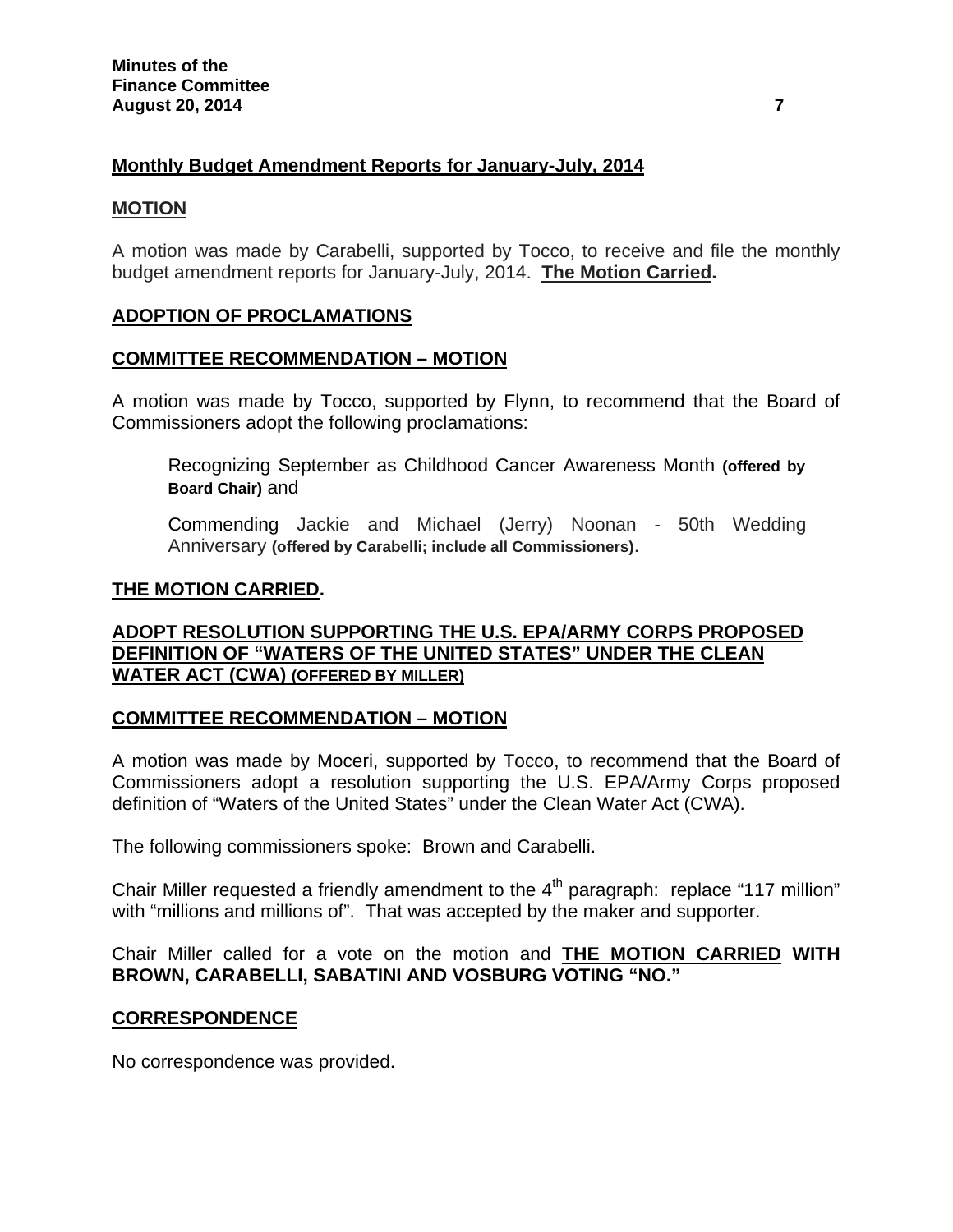**Monthly Budget Amendment Reports for January-July, 2014**

**MOTION**

A motion was made by Carabelli, supported by Tocco, to receive and file the monthly budget amendment reports for January-July, 2014. **The Motion Carried.**

**ADOPTION OF PROCLAMATIONS**

**COMMITTEE RECOMMENDATION – MOTION**

A motion was made by Tocco, supported by Flynn, to recommend that the Board of Commissioners adopt the following proclamations:

> Recognizing September as Childhood Cancer Awareness Month **(offered by Board Chair)** and
>
> Commending Jackie and Michael (Jerry) Noonan - 50th Wedding Anniversary **(offered by Carabelli; include all Commissioners)**.

**THE MOTION CARRIED.**

**ADOPT RESOLUTION SUPPORTING THE U.S. EPA/ARMY CORPS PROPOSED DEFINITION OF "WATERS OF THE UNITED STATES" UNDER THE CLEAN WATER ACT (CWA) (OFFERED BY MILLER)**

**COMMITTEE RECOMMENDATION – MOTION**

A motion was made by Moceri, supported by Tocco, to recommend that the Board of Commissioners adopt a resolution supporting the U.S. EPA/Army Corps proposed definition of "Waters of the United States" under the Clean Water Act (CWA).

The following commissioners spoke: Brown and Carabelli.

Chair Miller requested a friendly amendment to the 4th paragraph: replace "117 million" with "millions and millions of". That was accepted by the maker and supporter.

Chair Miller called for a vote on the motion and **THE MOTION CARRIED WITH BROWN, CARABELLI, SABATINI AND VOSBURG VOTING "NO."**

**CORRESPONDENCE**

No correspondence was provided.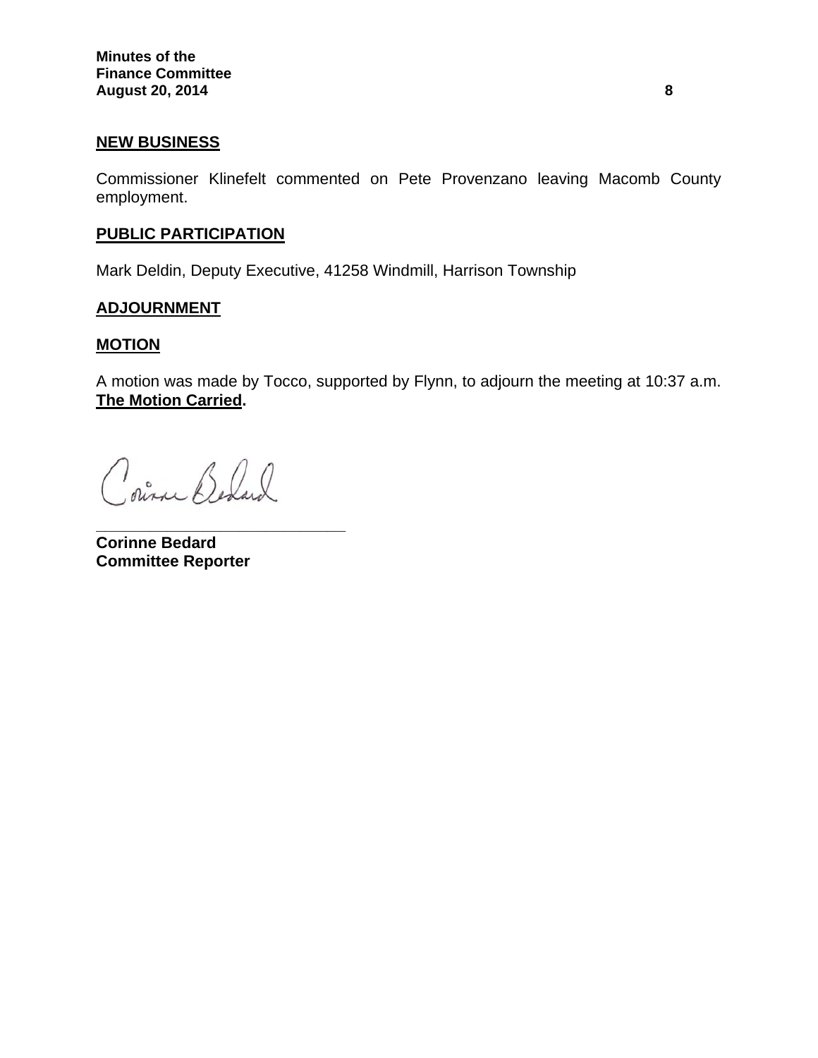**NEW BUSINESS**

Commissioner Klinefelt commented on Pete Provenzano leaving Macomb County employment.

**PUBLIC PARTICIPATION**

Mark Deldin, Deputy Executive, 41258 Windmill, Harrison Township

**ADJOURNMENT**

**MOTION**

A motion was made by Tocco, supported by Flynn, to adjourn the meeting at 10:37 a.m. **The Motion Carried.**

_______________________________

**Corinne Bedard**
**Committee Reporter**